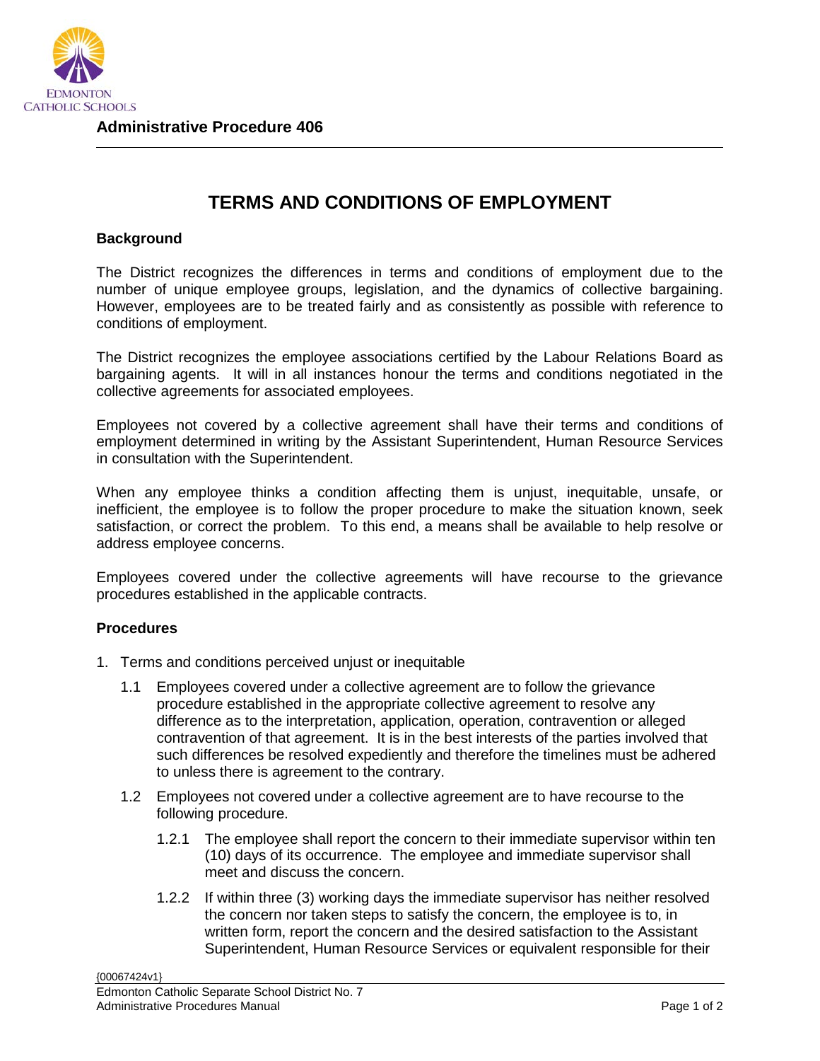**Administrative Procedure 406**

# TERMS AND CONDITIONS OF EMPLOYMENT

## Background

The District recognizes the differences in terms and conditions of employment due to the number of unique employee groups, legislation, and the dynamics of collective bargaining. However, employees are to be treated fairly and as consistently as possible with reference to conditions of employment.

The District recognizes the employee associations certified by the Labour Relations Board as bargaining agents. It will in all instances honour the terms and conditions negotiated in the collective agreements for associated employees.

Employees not covered by a collective agreement shall have their terms and conditions of employment determined in writing by the Assistant Superintendent, Human Resource Services in consultation with the Superintendent.

When any employee thinks a condition affecting them is unjust, inequitable, unsafe, or inefficient, the employee is to follow the proper procedure to make the situation known, seek satisfaction, or correct the problem. To this end, a means shall be available to help resolve or address employee concerns.

Employees covered under the collective agreements will have recourse to the grievance procedures established in the applicable contracts.

## Procedures

1. Terms and conditions perceived unjust or inequitable
   - 1.1 Employees covered under a collective agreement are to follow the grievance procedure established in the appropriate collective agreement to resolve any difference as to the interpretation, application, operation, contravention or alleged contravention of that agreement. It is in the best interests of the parties involved that such differences be resolved expediently and therefore the timelines must be adhered to unless there is agreement to the contrary.
   - 1.2 Employees not covered under a collective agreement are to have recourse to the following procedure.
     - 1.2.1 The employee shall report the concern to their immediate supervisor within ten (10) days of its occurrence. The employee and immediate supervisor shall meet and discuss the concern.
     - 1.2.2 If within three (3) working days the immediate supervisor has neither resolved the concern nor taken steps to satisfy the concern, the employee is to, in written form, report the concern and the desired satisfaction to the Assistant Superintendent, Human Resource Services or equivalent responsible for their

{00067424v1}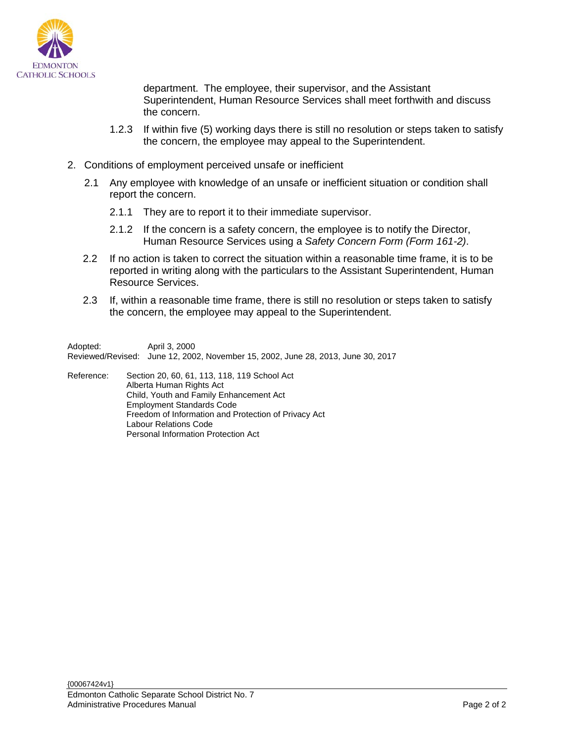department. The employee, their supervisor, and the Assistant Superintendent, Human Resource Services shall meet forthwith and discuss the concern.

1.2.3 If within five (5) working days there is still no resolution or steps taken to satisfy the concern, the employee may appeal to the Superintendent.

2. Conditions of employment perceived unsafe or inefficient

   2.1 Any employee with knowledge of an unsafe or inefficient situation or condition shall report the concern.

      2.1.1 They are to report it to their immediate supervisor.

      2.1.2 If the concern is a safety concern, the employee is to notify the Director, Human Resource Services using a *Safety Concern Form (Form 161-2)*.

   2.2 If no action is taken to correct the situation within a reasonable time frame, it is to be reported in writing along with the particulars to the Assistant Superintendent, Human Resource Services.

   2.3 If, within a reasonable time frame, there is still no resolution or steps taken to satisfy the concern, the employee may appeal to the Superintendent.

Adopted: April 3, 2000
Reviewed/Revised: June 12, 2002, November 15, 2002, June 28, 2013, June 30, 2017

Reference: Section 20, 60, 61, 113, 118, 119 School Act
Alberta Human Rights Act
Child, Youth and Family Enhancement Act
Employment Standards Code
Freedom of Information and Protection of Privacy Act
Labour Relations Code
Personal Information Protection Act

{00067424v1}